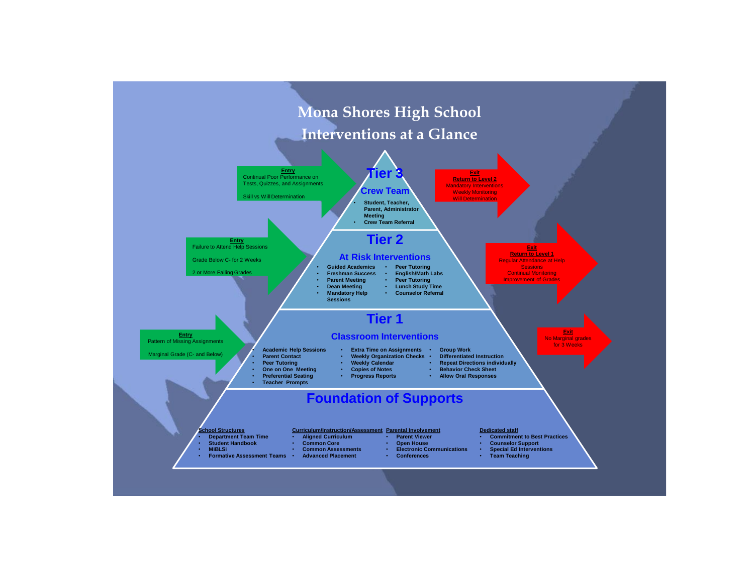# Mona Shores High School
## Interventions at a Glance

### Tier 3

**Crew Team**

- Student, Teacher, Parent, Administrator Meeting
- Crew Team Referral

**Entry**
Continual Poor Performance on Tests, Quizzes, and Assignments

Skill vs Will Determination

**Exit**
**Return to Level 2**
Mandatory Interventions
Weekly Monitoring
Will Determination

### Tier 2

**At Risk Interventions**

- Guided Academics
- Freshman Success
- Parent Meeting
- Dean Meeting
- Mandatory Help Sessions
- Peer Tutoring
- English/Math Labs
- Peer Tutoring
- Lunch Study Time
- Counselor Referral

**Entry**
Failure to Attend Help Sessions

Grade Below C- for 2 Weeks

2 or More Failing Grades

**Exit**
**Return to Level 1**
Regular Attendance at Help Sessions
Continual Monitoring
Improvement of Grades

### Tier 1

**Classroom Interventions**

- Academic Help Sessions
- Parent Contact
- Peer Tutoring
- One on One Meeting
- Preferential Seating
- Teacher Prompts
- Extra Time on Assignments
- Weekly Organization Checks
- Weekly Calendar
- Copies of Notes
- Progress Reports
- Group Work
- Differentiated Instruction
- Repeat Directions individually
- Behavior Check Sheet
- Allow Oral Responses

**Entry**
Pattern of Missing Assignments

Marginal Grade (C- and Below)

**Exit**
No Marginal grades for 3 Weeks

### Foundation of Supports

**School Structures**
- Department Team Time
- Student Handbook
- MiBLSi
- Formative Assessment Teams

**Curriculum/Instruction/Assessment**
- Aligned Curriculum
- Common Core
- Common Assessments
- Advanced Placement

**Parental Involvement**
- Parent Viewer
- Open House
- Electronic Communications
- Conferences

**Dedicated staff**
- Commitment to Best Practices
- Counselor Support
- Special Ed Interventions
- Team Teaching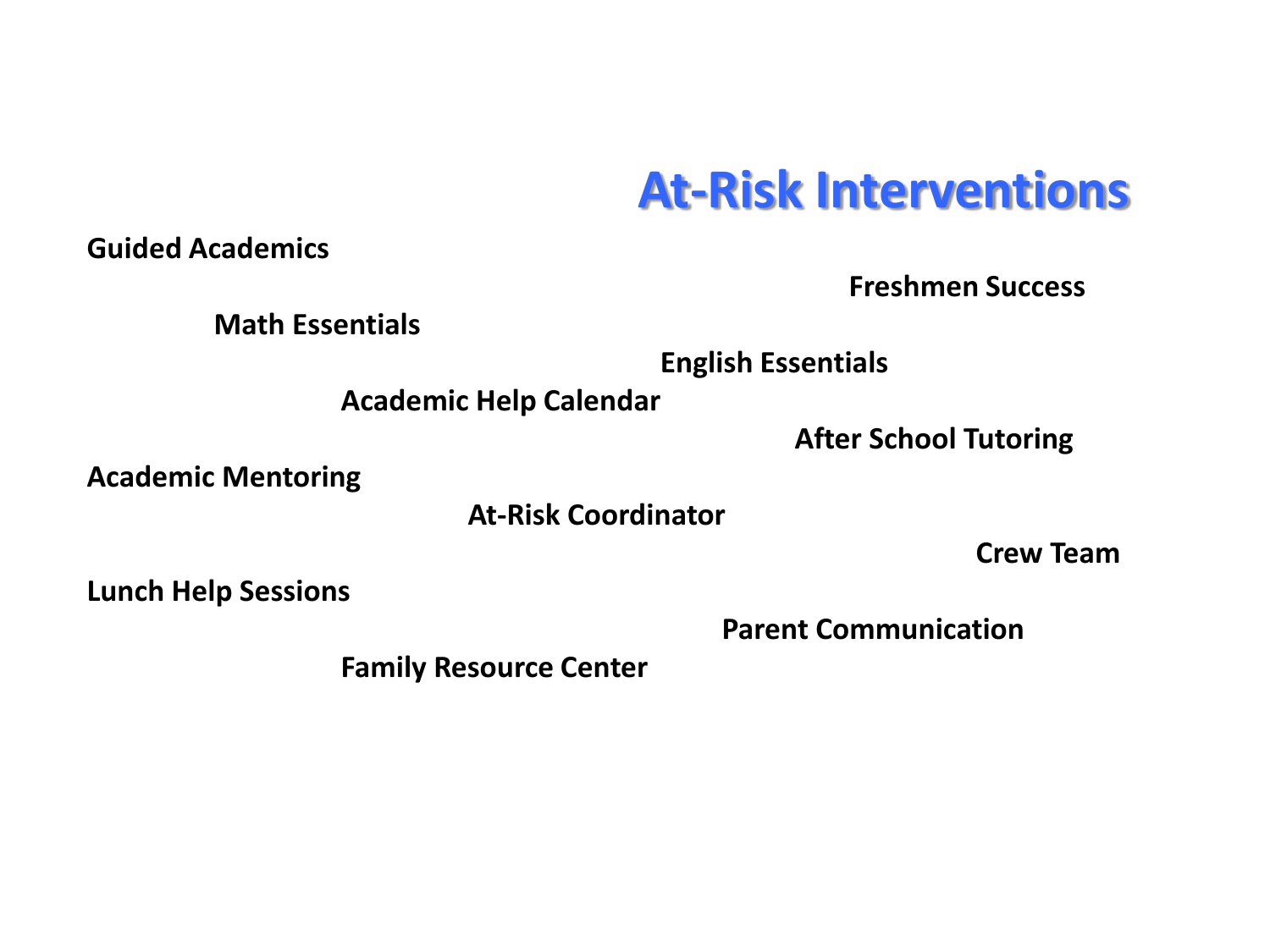# At-Risk Interventions

**Guided Academics**

**Freshmen Success**

**Math Essentials**

**English Essentials**

**Academic Help Calendar**

**After School Tutoring**

**Academic Mentoring**

**At-Risk Coordinator**

**Crew Team**

**Lunch Help Sessions**

**Parent Communication**

**Family Resource Center**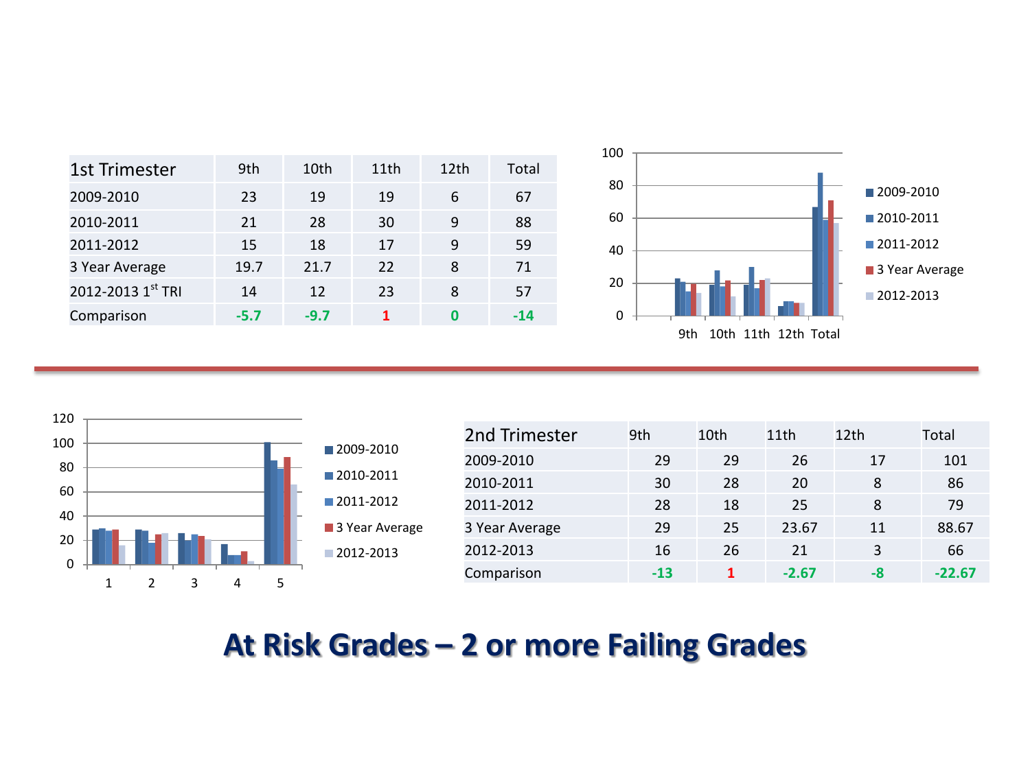| 1st Trimester | 9th | 10th | 11th | 12th | Total |
|---|---|---|---|---|---|
| 2009-2010 | 23 | 19 | 19 | 6 | 67 |
| 2010-2011 | 21 | 28 | 30 | 9 | 88 |
| 2011-2012 | 15 | 18 | 17 | 9 | 59 |
| 3 Year Average | 19.7 | 21.7 | 22 | 8 | 71 |
| 2012-2013 1st TRI | 14 | 12 | 23 | 8 | 57 |
| Comparison | -5.7 | -9.7 | 1 | 0 | -14 |

100
80
60
40
20
0
9th 10th 11th 12th Total
2009-2010
2010-2011
2011-2012
3 Year Average
2012-2013

120
100
80
60
40
20
0
1 2 3 4 5
2009-2010
2010-2011
2011-2012
3 Year Average
2012-2013

| 2nd Trimester | 9th | 10th | 11th | 12th | Total |
|---|---|---|---|---|---|
| 2009-2010 | 29 | 29 | 26 | 17 | 101 |
| 2010-2011 | 30 | 28 | 20 | 8 | 86 |
| 2011-2012 | 28 | 18 | 25 | 8 | 79 |
| 3 Year Average | 29 | 25 | 23.67 | 11 | 88.67 |
| 2012-2013 | 16 | 26 | 21 | 3 | 66 |
| Comparison | -13 | 1 | -2.67 | -8 | -22.67 |

# At Risk Grades – 2 or more Failing Grades